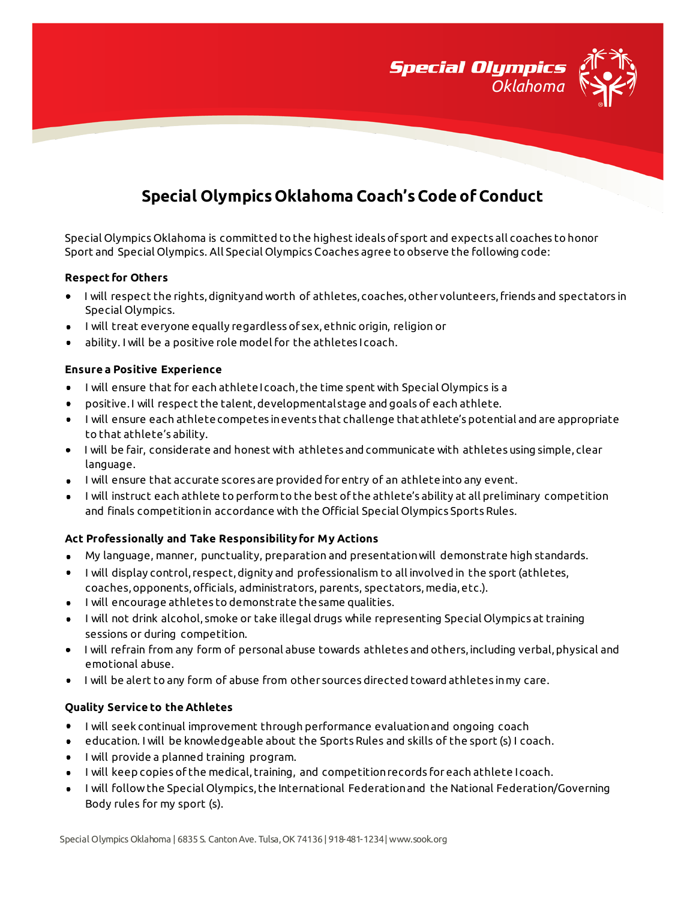# Special Olympics Oklahoma Coach's Code of Conduct

Special Olympics Oklahoma is committed to the highest ideals of sport and expects all coaches to honor Sport and Special Olympics. All Special Olympics Coaches agree to observe the following code:

**Respect for Others**

- I will respect the rights, dignity and worth of athletes, coaches, other volunteers, friends and spectators in Special Olympics.
- I will treat everyone equally regardless of sex, ethnic origin, religion or
- ability. I will be a positive role model for the athletes I coach.

**Ensure a Positive Experience**

- I will ensure that for each athlete I coach, the time spent with Special Olympics is a
- positive. I will respect the talent, developmental stage and goals of each athlete.
- I will ensure each athlete competes in events that challenge that athlete's potential and are appropriate to that athlete's ability.
- I will be fair, considerate and honest with athletes and communicate with athletes using simple, clear language.
- I will ensure that accurate scores are provided for entry of an athlete into any event.
- I will instruct each athlete to perform to the best of the athlete's ability at all preliminary competition and finals competition in accordance with the Official Special Olympics Sports Rules.

**Act Professionally and Take Responsibility for My Actions**

- My language, manner, punctuality, preparation and presentation will demonstrate high standards.
- I will display control, respect, dignity and professionalism to all involved in the sport (athletes, coaches, opponents, officials, administrators, parents, spectators, media, etc.).
- I will encourage athletes to demonstrate the same qualities.
- I will not drink alcohol, smoke or take illegal drugs while representing Special Olympics at training sessions or during competition.
- I will refrain from any form of personal abuse towards athletes and others, including verbal, physical and emotional abuse.
- I will be alert to any form of abuse from other sources directed toward athletes in my care.

**Quality Service to the Athletes**

- I will seek continual improvement through performance evaluation and ongoing coach
- education. I will be knowledgeable about the Sports Rules and skills of the sport (s) I coach.
- I will provide a planned training program.
- I will keep copies of the medical, training, and competition records for each athlete I coach.
- I will follow the Special Olympics, the International Federation and the National Federation/Governing Body rules for my sport (s).

Special Olympics Oklahoma | 6835 S. Canton Ave. Tulsa, OK 74136 | 918-481-1234 | www.sook.org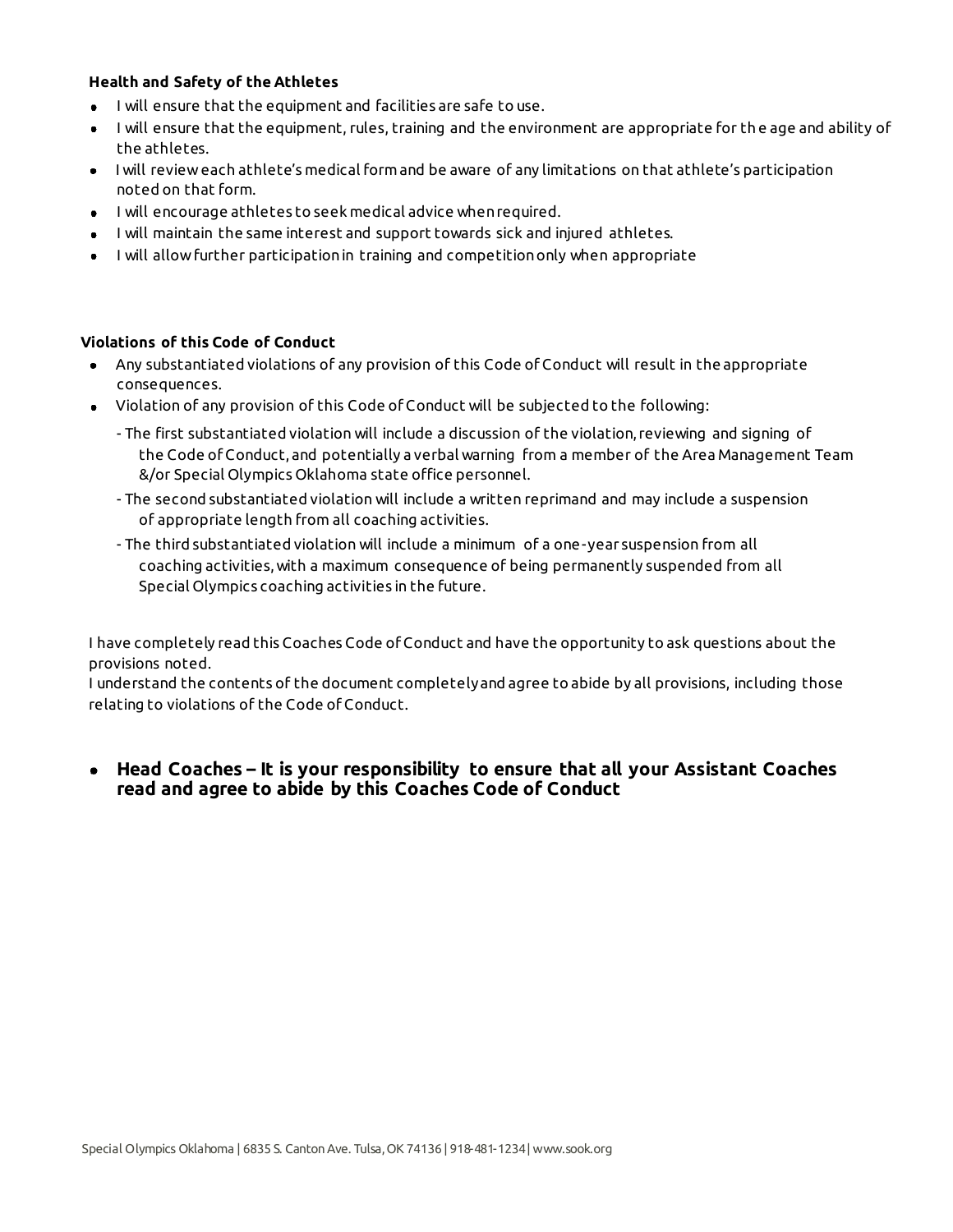**Health and Safety of the Athletes**

- I will ensure that the equipment and facilities are safe to use.
- I will ensure that the equipment, rules, training and the environment are appropriate for the age and ability of the athletes.
- I will review each athlete's medical form and be aware of any limitations on that athlete's participation noted on that form.
- I will encourage athletes to seek medical advice when required.
- I will maintain the same interest and support towards sick and injured athletes.
- I will allow further participation in training and competition only when appropriate

**Violations of this Code of Conduct**

- Any substantiated violations of any provision of this Code of Conduct will result in the appropriate consequences.
- Violation of any provision of this Code of Conduct will be subjected to the following:
  - The first substantiated violation will include a discussion of the violation, reviewing and signing of the Code of Conduct, and potentially a verbal warning from a member of the Area Management Team &/or Special Olympics Oklahoma state office personnel.
  - The second substantiated violation will include a written reprimand and may include a suspension of appropriate length from all coaching activities.
  - The third substantiated violation will include a minimum of a one-year suspension from all coaching activities, with a maximum consequence of being permanently suspended from all Special Olympics coaching activities in the future.

I have completely read this Coaches Code of Conduct and have the opportunity to ask questions about the provisions noted.
I understand the contents of the document completely and agree to abide by all provisions, including those relating to violations of the Code of Conduct.

- **Head Coaches – It is your responsibility to ensure that all your Assistant Coaches read and agree to abide by this Coaches Code of Conduct**

Special Olympics Oklahoma | 6835 S. Canton Ave. Tulsa, OK 74136 | 918-481-1234 | www.sook.org